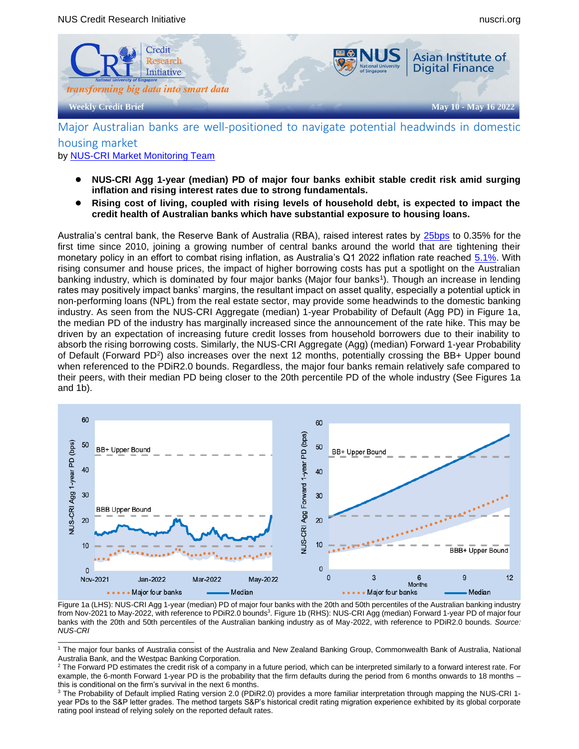Weekly Credit Brief — May 10 - May 16 2022

# Major Australian banks are well-positioned to navigate potential headwinds in domestic housing market

by NUS-CRI Market Monitoring Team

- **NUS-CRI Agg 1-year (median) PD of major four banks exhibit stable credit risk amid surging inflation and rising interest rates due to strong fundamentals.**
- **Rising cost of living, coupled with rising levels of household debt, is expected to impact the credit health of Australian banks which have substantial exposure to housing loans.**

Australia's central bank, the Reserve Bank of Australia (RBA), raised interest rates by 25bps to 0.35% for the first time since 2010, joining a growing number of central banks around the world that are tightening their monetary policy in an effort to combat rising inflation, as Australia's Q1 2022 inflation rate reached 5.1%. With rising consumer and house prices, the impact of higher borrowing costs has put a spotlight on the Australian banking industry, which is dominated by four major banks (Major four banks[1]). Though an increase in lending rates may positively impact banks' margins, the resultant impact on asset quality, especially a potential uptick in non-performing loans (NPL) from the real estate sector, may provide some headwinds to the domestic banking industry. As seen from the NUS-CRI Aggregate (median) 1-year Probability of Default (Agg PD) in Figure 1a, the median PD of the industry has marginally increased since the announcement of the rate hike. This may be driven by an expectation of increasing future credit losses from household borrowers due to their inability to absorb the rising borrowing costs. Similarly, the NUS-CRI Aggregate (Agg) (median) Forward 1-year Probability of Default (Forward PD[2]) also increases over the next 12 months, potentially crossing the BB+ Upper bound when referenced to the PDiR2.0 bounds. Regardless, the major four banks remain relatively safe compared to their peers, with their median PD being closer to the 20th percentile PD of the whole industry (See Figures 1a and 1b).

Figure 1a (LHS): NUS-CRI Agg 1-year (median) PD of major four banks with the 20th and 50th percentiles of the Australian banking industry from Nov-2021 to May-2022, with reference to PDiR2.0 bounds[3]. Figure 1b (RHS): NUS-CRI Agg (median) Forward 1-year PD of major four banks with the 20th and 50th percentiles of the Australian banking industry as of May-2022, with reference to PDiR2.0 bounds. *Source: NUS-CRI*

[1] The major four banks of Australia consist of the Australia and New Zealand Banking Group, Commonwealth Bank of Australia, National Australia Bank, and the Westpac Banking Corporation.

[2] The Forward PD estimates the credit risk of a company in a future period, which can be interpreted similarly to a forward interest rate. For example, the 6-month Forward 1-year PD is the probability that the firm defaults during the period from 6 months onwards to 18 months – this is conditional on the firm's survival in the next 6 months.

[3] The Probability of Default implied Rating version 2.0 (PDiR2.0) provides a more familiar interpretation through mapping the NUS-CRI 1-year PDs to the S&P letter grades. The method targets S&P's historical credit rating migration experience exhibited by its global corporate rating pool instead of relying solely on the reported default rates.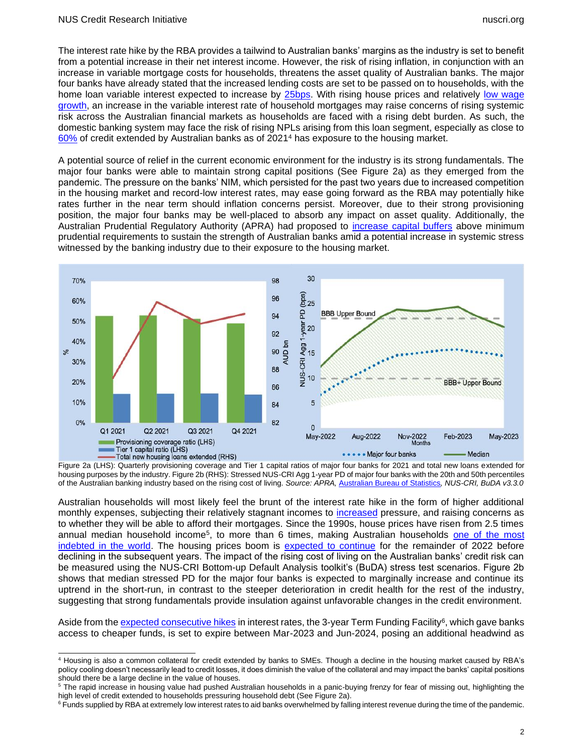The interest rate hike by the RBA provides a tailwind to Australian banks' margins as the industry is set to benefit from a potential increase in their net interest income. However, the risk of rising inflation, in conjunction with an increase in variable mortgage costs for households, threatens the asset quality of Australian banks. The major four banks have already stated that the increased lending costs are set to be passed on to households, with the home loan variable interest expected to increase by 25bps. With rising house prices and relatively low wage growth, an increase in the variable interest rate of household mortgages may raise concerns of rising systemic risk across the Australian financial markets as households are faced with a rising debt burden. As such, the domestic banking system may face the risk of rising NPLs arising from this loan segment, especially as close to 60% of credit extended by Australian banks as of 2021[4] has exposure to the housing market.

A potential source of relief in the current economic environment for the industry is its strong fundamentals. The major four banks were able to maintain strong capital positions (See Figure 2a) as they emerged from the pandemic. The pressure on the banks' NIM, which persisted for the past two years due to increased competition in the housing market and record-low interest rates, may ease going forward as the RBA may potentially hike rates further in the near term should inflation concerns persist. Moreover, due to their strong provisioning position, the major four banks may be well-placed to absorb any impact on asset quality. Additionally, the Australian Prudential Regulatory Authority (APRA) had proposed to increase capital buffers above minimum prudential requirements to sustain the strength of Australian banks amid a potential increase in systemic stress witnessed by the banking industry due to their exposure to the housing market.

Figure 2a (LHS): Quarterly provisioning coverage and Tier 1 capital ratios of major four banks for 2021 and total new loans extended for housing purposes by the industry. Figure 2b (RHS): Stressed NUS-CRI Agg 1-year PD of major four banks with the 20th and 50th percentiles of the Australian banking industry based on the rising cost of living. *Source: APRA,* Australian Bureau of Statistics, *NUS-CRI, BuDA v3.3.0*

Australian households will most likely feel the brunt of the interest rate hike in the form of higher additional monthly expenses, subjecting their relatively stagnant incomes to increased pressure, and raising concerns as to whether they will be able to afford their mortgages. Since the 1990s, house prices have risen from 2.5 times annual median household income[5], to more than 6 times, making Australian households one of the most indebted in the world. The housing prices boom is expected to continue for the remainder of 2022 before declining in the subsequent years. The impact of the rising cost of living on the Australian banks' credit risk can be measured using the NUS-CRI Bottom-up Default Analysis toolkit's (BuDA) stress test scenarios. Figure 2b shows that median stressed PD for the major four banks is expected to marginally increase and continue its uptrend in the short-run, in contrast to the steeper deterioration in credit health for the rest of the industry, suggesting that strong fundamentals provide insulation against unfavorable changes in the credit environment.

Aside from the expected consecutive hikes in interest rates, the 3-year Term Funding Facility[6], which gave banks access to cheaper funds, is set to expire between Mar-2023 and Jun-2024, posing an additional headwind as

---

[4] Housing is also a common collateral for credit extended by banks to SMEs. Though a decline in the housing market caused by RBA's policy cooling doesn't necessarily lead to credit losses, it does diminish the value of the collateral and may impact the banks' capital positions should there be a large decline in the value of houses.

[5] The rapid increase in housing value had pushed Australian households in a panic-buying frenzy for fear of missing out, highlighting the high level of credit extended to households pressuring household debt (See Figure 2a).

[6] Funds supplied by RBA at extremely low interest rates to aid banks overwhelmed by falling interest revenue during the time of the pandemic.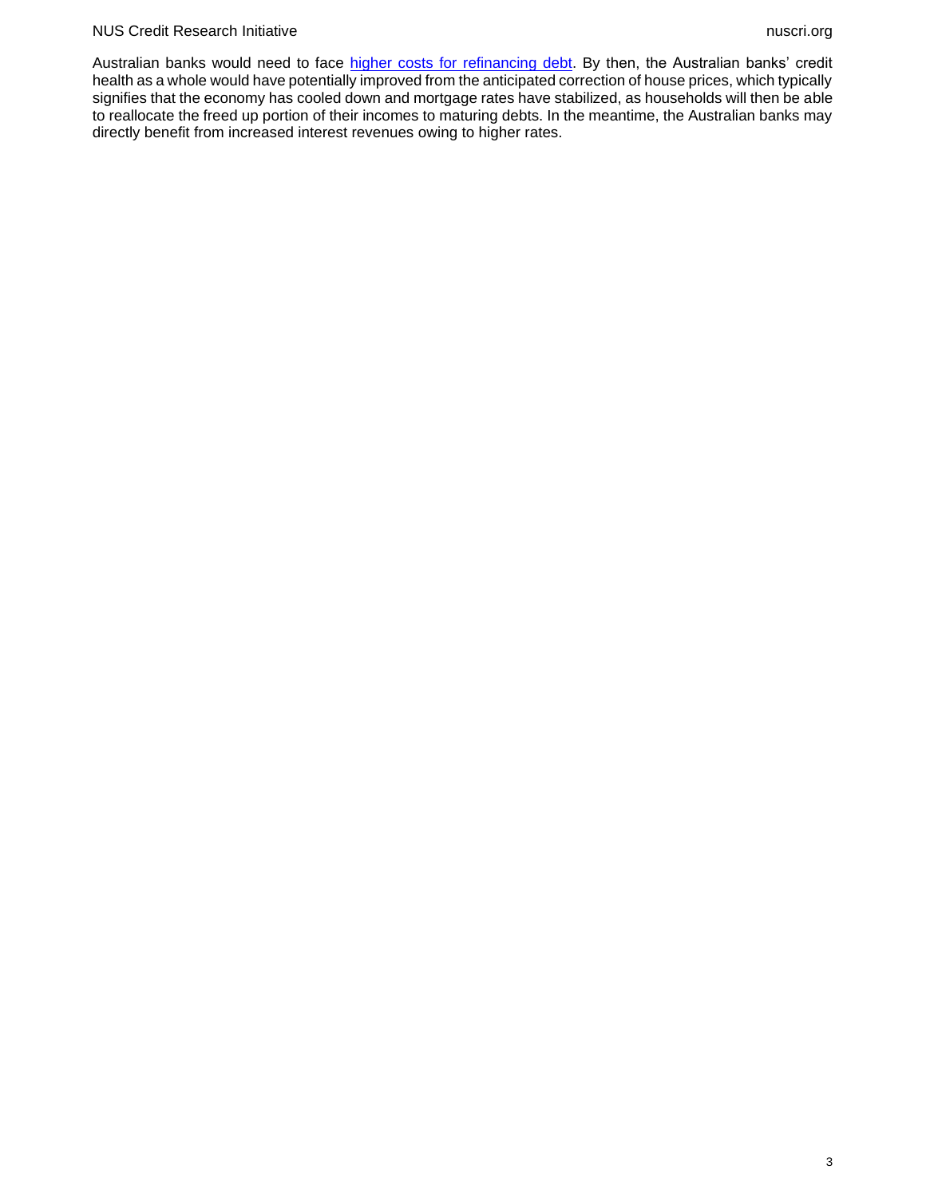Australian banks would need to face higher costs for refinancing debt. By then, the Australian banks' credit health as a whole would have potentially improved from the anticipated correction of house prices, which typically signifies that the economy has cooled down and mortgage rates have stabilized, as households will then be able to reallocate the freed up portion of their incomes to maturing debts. In the meantime, the Australian banks may directly benefit from increased interest revenues owing to higher rates.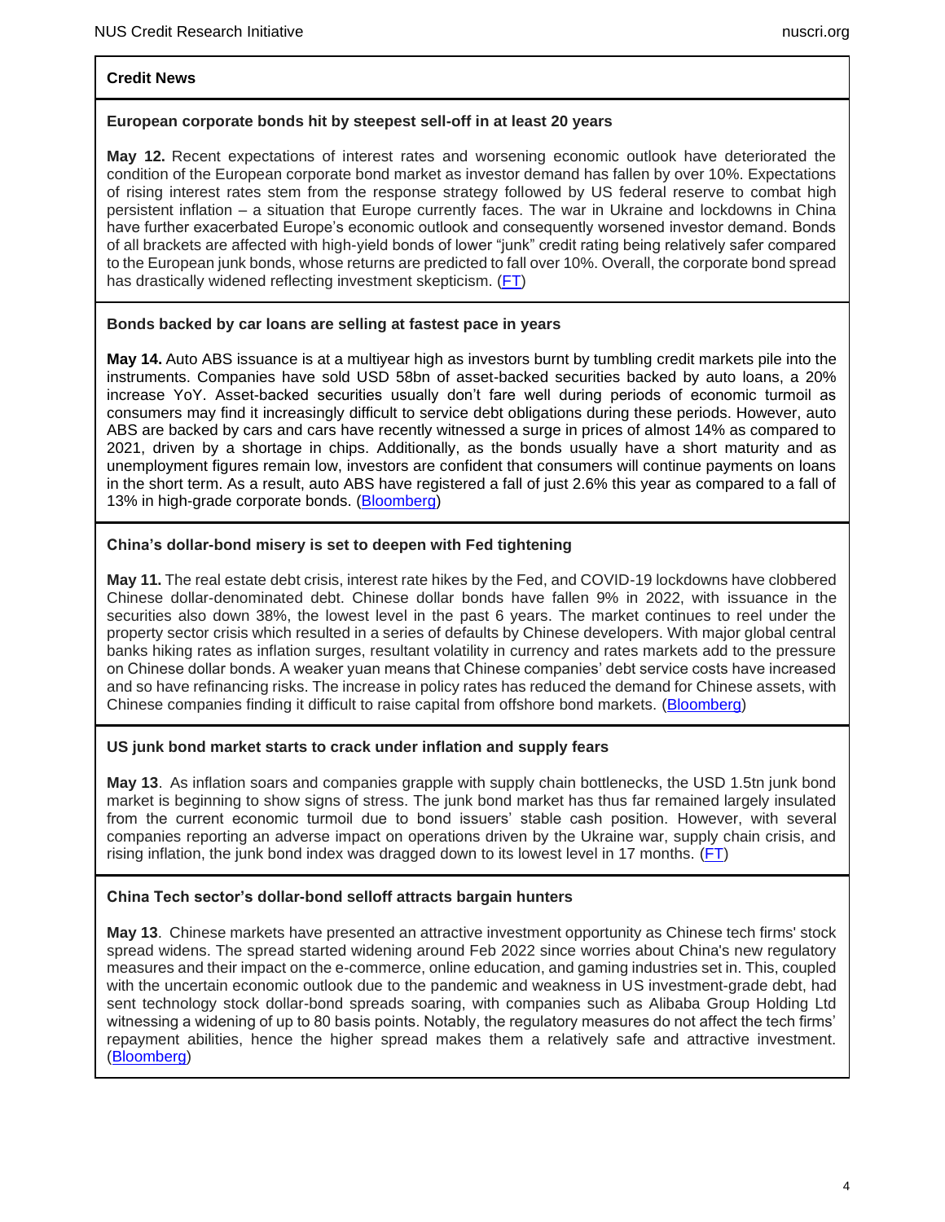## Credit News

### European corporate bonds hit by steepest sell-off in at least 20 years

**May 12.** Recent expectations of interest rates and worsening economic outlook have deteriorated the condition of the European corporate bond market as investor demand has fallen by over 10%. Expectations of rising interest rates stem from the response strategy followed by US federal reserve to combat high persistent inflation – a situation that Europe currently faces. The war in Ukraine and lockdowns in China have further exacerbated Europe's economic outlook and consequently worsened investor demand. Bonds of all brackets are affected with high-yield bonds of lower "junk" credit rating being relatively safer compared to the European junk bonds, whose returns are predicted to fall over 10%. Overall, the corporate bond spread has drastically widened reflecting investment skepticism. (FT)

### Bonds backed by car loans are selling at fastest pace in years

**May 14.** Auto ABS issuance is at a multiyear high as investors burnt by tumbling credit markets pile into the instruments. Companies have sold USD 58bn of asset-backed securities backed by auto loans, a 20% increase YoY. Asset-backed securities usually don't fare well during periods of economic turmoil as consumers may find it increasingly difficult to service debt obligations during these periods. However, auto ABS are backed by cars and cars have recently witnessed a surge in prices of almost 14% as compared to 2021, driven by a shortage in chips. Additionally, as the bonds usually have a short maturity and as unemployment figures remain low, investors are confident that consumers will continue payments on loans in the short term. As a result, auto ABS have registered a fall of just 2.6% this year as compared to a fall of 13% in high-grade corporate bonds. (Bloomberg)

### China's dollar-bond misery is set to deepen with Fed tightening

**May 11.** The real estate debt crisis, interest rate hikes by the Fed, and COVID-19 lockdowns have clobbered Chinese dollar-denominated debt. Chinese dollar bonds have fallen 9% in 2022, with issuance in the securities also down 38%, the lowest level in the past 6 years. The market continues to reel under the property sector crisis which resulted in a series of defaults by Chinese developers. With major global central banks hiking rates as inflation surges, resultant volatility in currency and rates markets add to the pressure on Chinese dollar bonds. A weaker yuan means that Chinese companies' debt service costs have increased and so have refinancing risks. The increase in policy rates has reduced the demand for Chinese assets, with Chinese companies finding it difficult to raise capital from offshore bond markets. (Bloomberg)

### US junk bond market starts to crack under inflation and supply fears

**May 13**. As inflation soars and companies grapple with supply chain bottlenecks, the USD 1.5tn junk bond market is beginning to show signs of stress. The junk bond market has thus far remained largely insulated from the current economic turmoil due to bond issuers' stable cash position. However, with several companies reporting an adverse impact on operations driven by the Ukraine war, supply chain crisis, and rising inflation, the junk bond index was dragged down to its lowest level in 17 months. (FT)

### China Tech sector's dollar-bond selloff attracts bargain hunters

**May 13**. Chinese markets have presented an attractive investment opportunity as Chinese tech firms' stock spread widens. The spread started widening around Feb 2022 since worries about China's new regulatory measures and their impact on the e-commerce, online education, and gaming industries set in. This, coupled with the uncertain economic outlook due to the pandemic and weakness in US investment-grade debt, had sent technology stock dollar-bond spreads soaring, with companies such as Alibaba Group Holding Ltd witnessing a widening of up to 80 basis points. Notably, the regulatory measures do not affect the tech firms' repayment abilities, hence the higher spread makes them a relatively safe and attractive investment. (Bloomberg)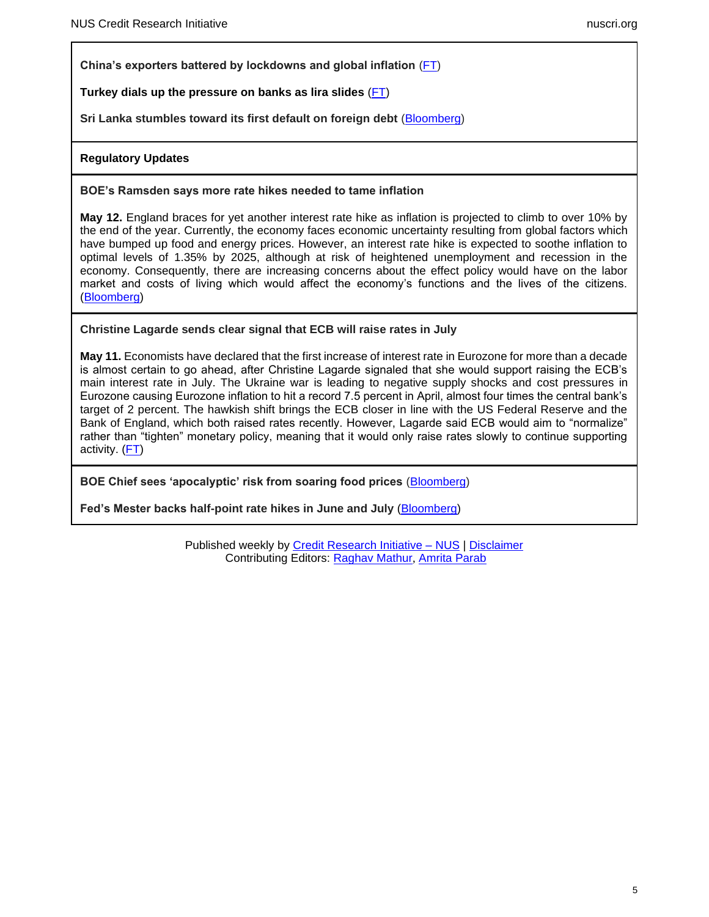**China's exporters battered by lockdowns and global inflation** (FT)

**Turkey dials up the pressure on banks as lira slides** (FT)

**Sri Lanka stumbles toward its first default on foreign debt** (Bloomberg)

## Regulatory Updates

### BOE's Ramsden says more rate hikes needed to tame inflation

**May 12.** England braces for yet another interest rate hike as inflation is projected to climb to over 10% by the end of the year. Currently, the economy faces economic uncertainty resulting from global factors which have bumped up food and energy prices. However, an interest rate hike is expected to soothe inflation to optimal levels of 1.35% by 2025, although at risk of heightened unemployment and recession in the economy. Consequently, there are increasing concerns about the effect policy would have on the labor market and costs of living which would affect the economy's functions and the lives of the citizens. (Bloomberg)

### Christine Lagarde sends clear signal that ECB will raise rates in July

**May 11.** Economists have declared that the first increase of interest rate in Eurozone for more than a decade is almost certain to go ahead, after Christine Lagarde signaled that she would support raising the ECB's main interest rate in July. The Ukraine war is leading to negative supply shocks and cost pressures in Eurozone causing Eurozone inflation to hit a record 7.5 percent in April, almost four times the central bank's target of 2 percent. The hawkish shift brings the ECB closer in line with the US Federal Reserve and the Bank of England, which both raised rates recently. However, Lagarde said ECB would aim to "normalize" rather than "tighten" monetary policy, meaning that it would only raise rates slowly to continue supporting activity. (FT)

**BOE Chief sees 'apocalyptic' risk from soaring food prices** (Bloomberg)

**Fed's Mester backs half-point rate hikes in June and July** (Bloomberg)

Published weekly by Credit Research Initiative – NUS | Disclaimer
Contributing Editors: Raghav Mathur, Amrita Parab